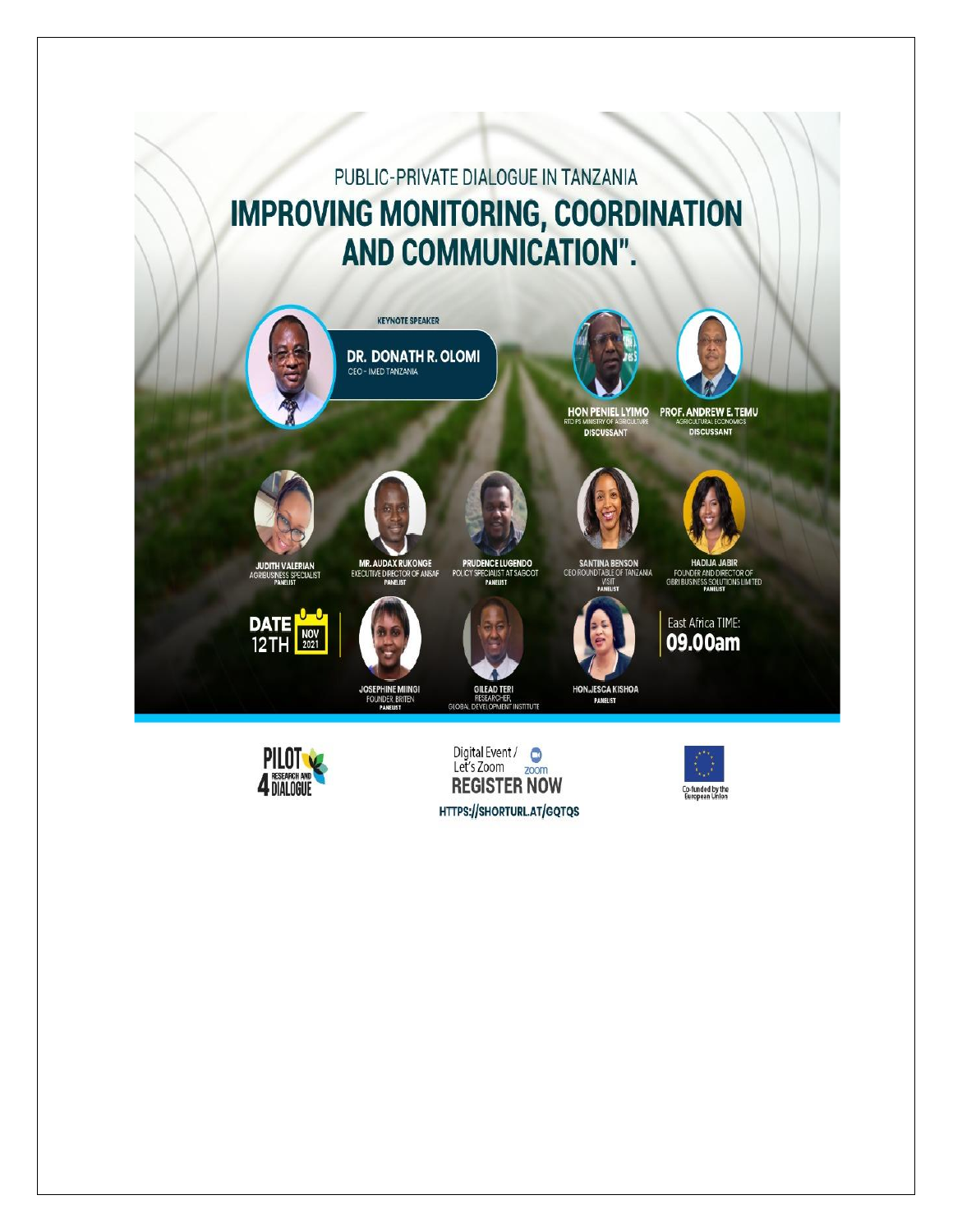PUBLIC-PRIVATE DIALOGUE IN TANZANIA

# IMPROVING MONITORING, COORDINATION AND COMMUNICATION".

KEYNOTE SPEAKER

**DR. DONATH R. OLOMI**
CEO - IMED TANZANIA

**HON PENIEL LYIMO**
RTD PS MINISTRY OF AGRICULTURE
DISCUSSANT

**PROF. ANDREW E. TEMU**
AGRICULTURAL ECONOMICS
DISCUSSANT

**JUDITH VALERIAN**
AGRIBUSINESS SPECIALIST
PANELIST

**MR. AUDAX RUKONGE**
EXECUTIVE DIRECTOR OF ANSAF
PANELIST

**PRUDENCE LUGENDO**
POLICY SPECIALIST AT SAGCOT
PANELIST

**SANTINA BENSON**
CEO ROUNDTABLE OF TANZANIA VISIT
PANELIST

**HADIJA JABIR**
FOUNDER AND DIRECTOR OF GBRI BUSINESS SOLUTIONS LIMITED
PANELIST

**DATE** 12TH NOV 2021

**JOSEPHINE MIINGI**
FOUNDER BRITEN
PANELIST

**GILEAD TERI**
RESEARCHER, GLOBAL DEVELOPMENT INSTITUTE

**HON.JESCA KISHOA**
PANELIST

East Africa TIME: **09.00am**

PILOT 4 DIALOGUE – RESEARCH AND DIALOGUE

Digital Event / Let's Zoom

**REGISTER NOW**

HTTPS://SHORTURL.AT/GQTQS

Co-funded by the European Union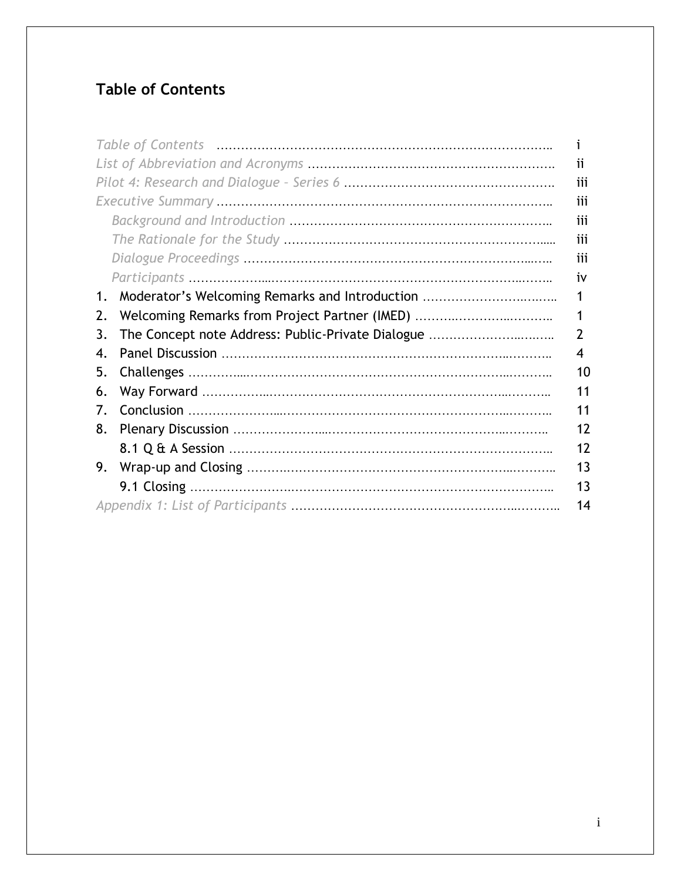## Table of Contents

| | |
|---|---|
| *Table of Contents* | i |
| *List of Abbreviation and Acronyms* | ii |
| *Pilot 4: Research and Dialogue – Series 6* | iii |
| *Executive Summary* | iii |
| *Background and Introduction* | iii |
| *The Rationale for the Study* | iii |
| *Dialogue Proceedings* | iii |
| *Participants* | iv |
| 1. Moderator's Welcoming Remarks and Introduction | 1 |
| 2. Welcoming Remarks from Project Partner (IMED) | 1 |
| 3. The Concept note Address: Public-Private Dialogue | 2 |
| 4. Panel Discussion | 4 |
| 5. Challenges | 10 |
| 6. Way Forward | 11 |
| 7. Conclusion | 11 |
| 8. Plenary Discussion | 12 |
| 8.1 Q & A Session | 12 |
| 9. Wrap-up and Closing | 13 |
| 9.1 Closing | 13 |
| *Appendix 1: List of Participants* | 14 |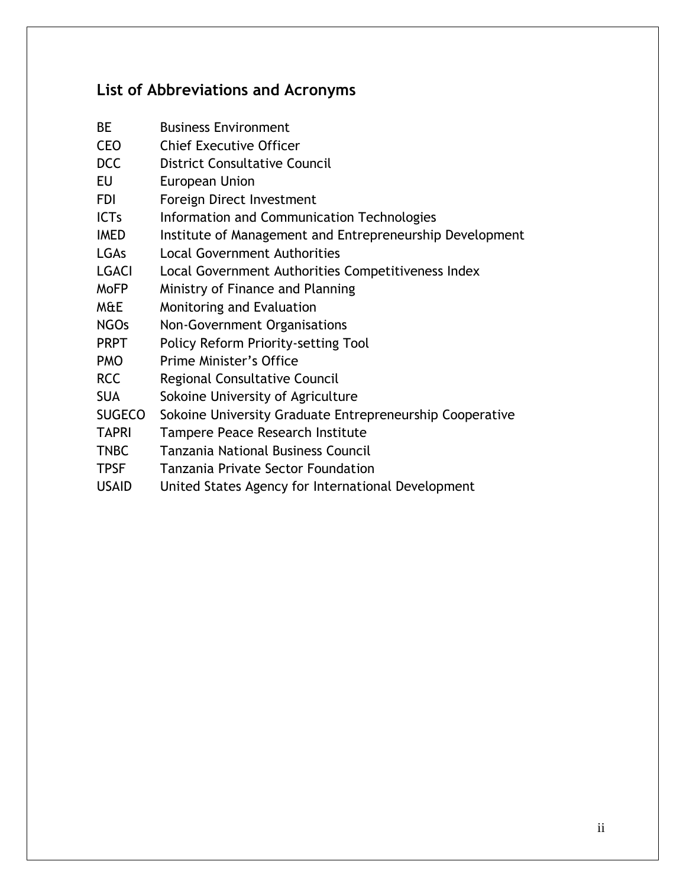## List of Abbreviations and Acronyms

| | |
|---|---|
| BE | Business Environment |
| CEO | Chief Executive Officer |
| DCC | District Consultative Council |
| EU | European Union |
| FDI | Foreign Direct Investment |
| ICTs | Information and Communication Technologies |
| IMED | Institute of Management and Entrepreneurship Development |
| LGAs | Local Government Authorities |
| LGACI | Local Government Authorities Competitiveness Index |
| MoFP | Ministry of Finance and Planning |
| M&E | Monitoring and Evaluation |
| NGOs | Non-Government Organisations |
| PRPT | Policy Reform Priority-setting Tool |
| PMO | Prime Minister's Office |
| RCC | Regional Consultative Council |
| SUA | Sokoine University of Agriculture |
| SUGECO | Sokoine University Graduate Entrepreneurship Cooperative |
| TAPRI | Tampere Peace Research Institute |
| TNBC | Tanzania National Business Council |
| TPSF | Tanzania Private Sector Foundation |
| USAID | United States Agency for International Development |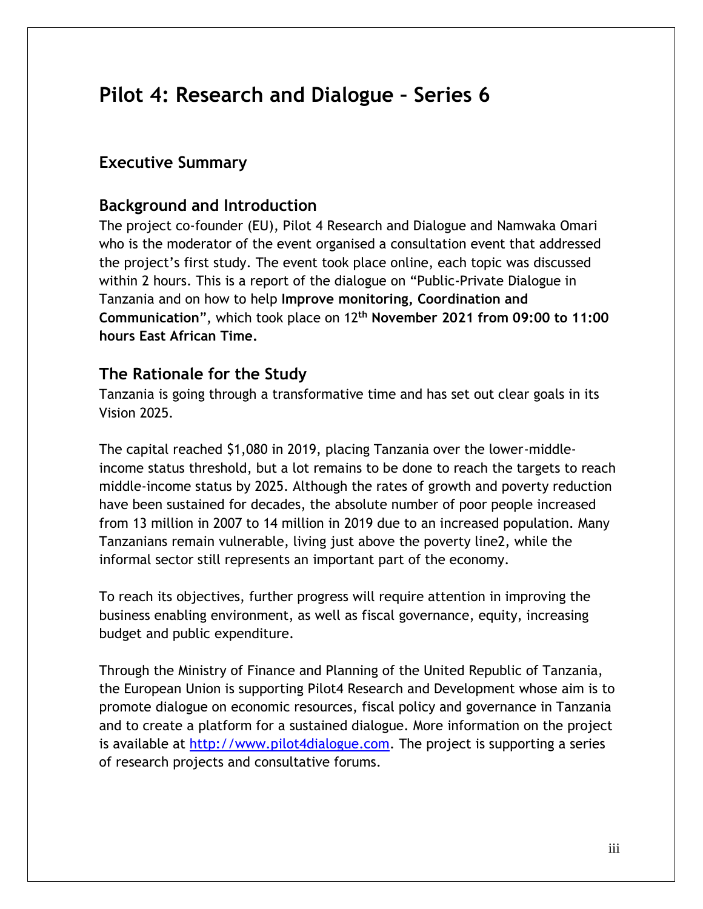# Pilot 4: Research and Dialogue – Series 6

## Executive Summary

## Background and Introduction

The project co-founder (EU), Pilot 4 Research and Dialogue and Namwaka Omari who is the moderator of the event organised a consultation event that addressed the project's first study. The event took place online, each topic was discussed within 2 hours. This is a report of the dialogue on "Public-Private Dialogue in Tanzania and on how to help **Improve monitoring, Coordination and Communication**", which took place on 12th **November 2021 from 09:00 to 11:00 hours East African Time.**

## The Rationale for the Study

Tanzania is going through a transformative time and has set out clear goals in its Vision 2025.

The capital reached $1,080 in 2019, placing Tanzania over the lower-middle-income status threshold, but a lot remains to be done to reach the targets to reach middle-income status by 2025. Although the rates of growth and poverty reduction have been sustained for decades, the absolute number of poor people increased from 13 million in 2007 to 14 million in 2019 due to an increased population. Many Tanzanians remain vulnerable, living just above the poverty line2, while the informal sector still represents an important part of the economy.

To reach its objectives, further progress will require attention in improving the business enabling environment, as well as fiscal governance, equity, increasing budget and public expenditure.

Through the Ministry of Finance and Planning of the United Republic of Tanzania, the European Union is supporting Pilot4 Research and Development whose aim is to promote dialogue on economic resources, fiscal policy and governance in Tanzania and to create a platform for a sustained dialogue. More information on the project is available at [http://www.pilot4dialogue.com](http://www.pilot4dialogue.com). The project is supporting a series of research projects and consultative forums.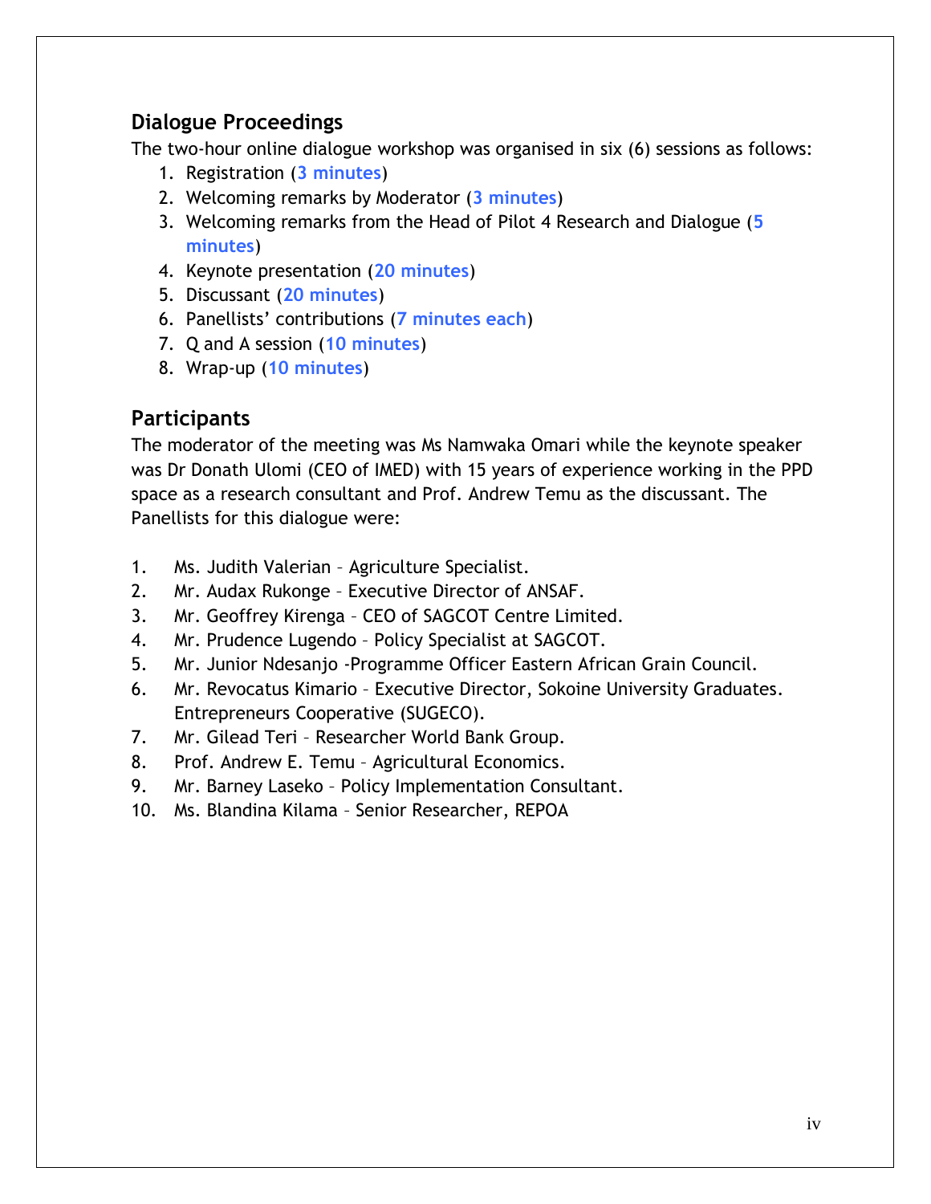## Dialogue Proceedings

The two-hour online dialogue workshop was organised in six (6) sessions as follows:

1. Registration (**3 minutes**)
2. Welcoming remarks by Moderator (**3 minutes**)
3. Welcoming remarks from the Head of Pilot 4 Research and Dialogue (**5 minutes**)
4. Keynote presentation (**20 minutes**)
5. Discussant (**20 minutes**)
6. Panellists' contributions (**7 minutes each**)
7. Q and A session (**10 minutes**)
8. Wrap-up (**10 minutes**)

## Participants

The moderator of the meeting was Ms Namwaka Omari while the keynote speaker was Dr Donath Ulomi (CEO of IMED) with 15 years of experience working in the PPD space as a research consultant and Prof. Andrew Temu as the discussant. The Panellists for this dialogue were:

1. Ms. Judith Valerian – Agriculture Specialist.
2. Mr. Audax Rukonge – Executive Director of ANSAF.
3. Mr. Geoffrey Kirenga – CEO of SAGCOT Centre Limited.
4. Mr. Prudence Lugendo – Policy Specialist at SAGCOT.
5. Mr. Junior Ndesanjo -Programme Officer Eastern African Grain Council.
6. Mr. Revocatus Kimario – Executive Director, Sokoine University Graduates. Entrepreneurs Cooperative (SUGECO).
7. Mr. Gilead Teri – Researcher World Bank Group.
8. Prof. Andrew E. Temu – Agricultural Economics.
9. Mr. Barney Laseko – Policy Implementation Consultant.
10. Ms. Blandina Kilama – Senior Researcher, REPOA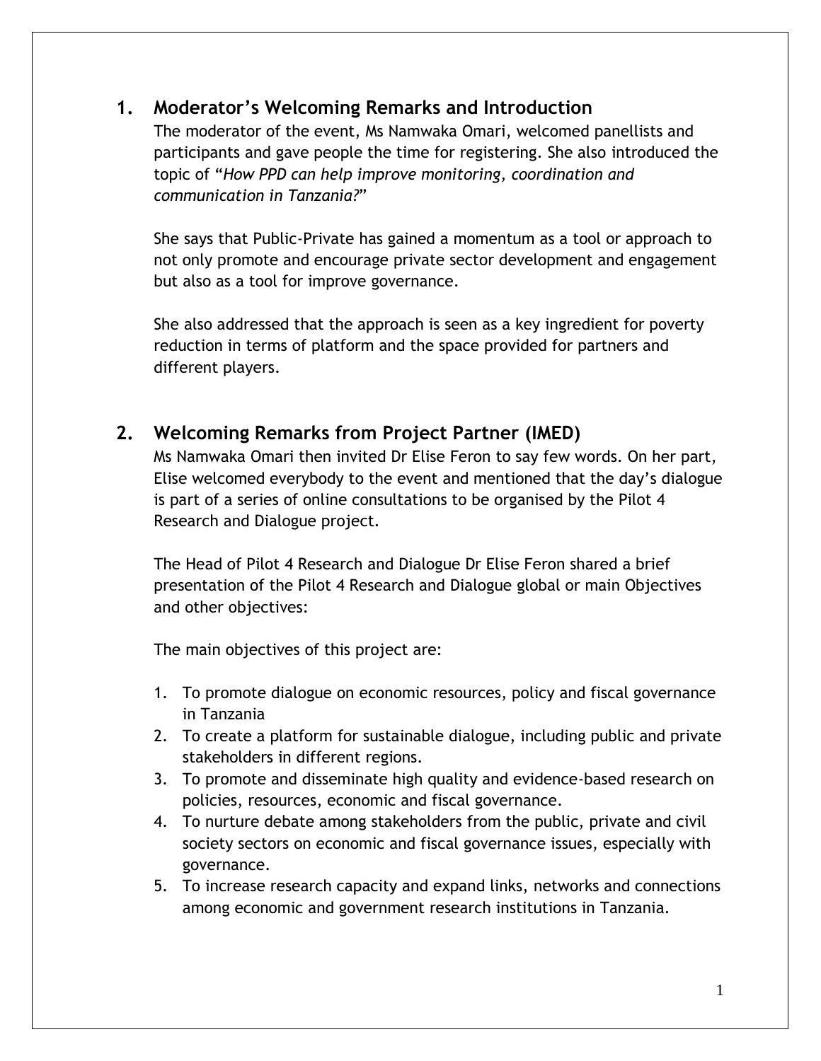## 1. Moderator's Welcoming Remarks and Introduction

The moderator of the event, Ms Namwaka Omari, welcomed panellists and participants and gave people the time for registering. She also introduced the topic of "*How PPD can help improve monitoring, coordination and communication in Tanzania?*"

She says that Public-Private has gained a momentum as a tool or approach to not only promote and encourage private sector development and engagement but also as a tool for improve governance.

She also addressed that the approach is seen as a key ingredient for poverty reduction in terms of platform and the space provided for partners and different players.

## 2. Welcoming Remarks from Project Partner (IMED)

Ms Namwaka Omari then invited Dr Elise Feron to say few words. On her part, Elise welcomed everybody to the event and mentioned that the day's dialogue is part of a series of online consultations to be organised by the Pilot 4 Research and Dialogue project.

The Head of Pilot 4 Research and Dialogue Dr Elise Feron shared a brief presentation of the Pilot 4 Research and Dialogue global or main Objectives and other objectives:

The main objectives of this project are:

1. To promote dialogue on economic resources, policy and fiscal governance in Tanzania
2. To create a platform for sustainable dialogue, including public and private stakeholders in different regions.
3. To promote and disseminate high quality and evidence-based research on policies, resources, economic and fiscal governance.
4. To nurture debate among stakeholders from the public, private and civil society sectors on economic and fiscal governance issues, especially with governance.
5. To increase research capacity and expand links, networks and connections among economic and government research institutions in Tanzania.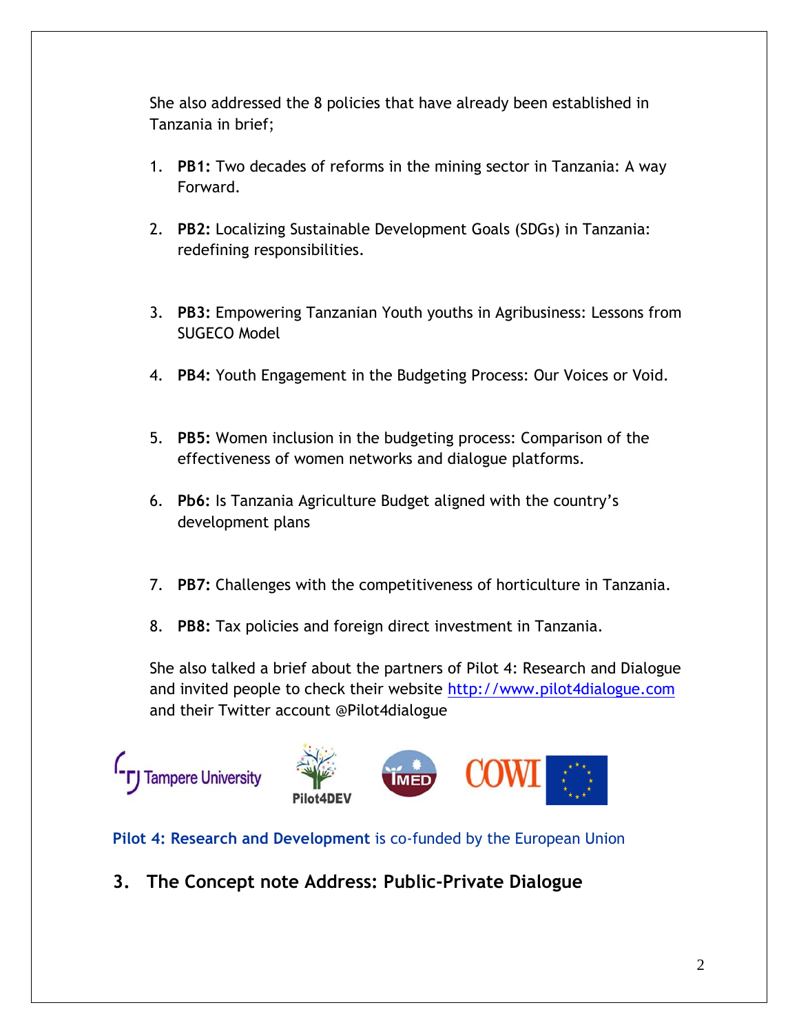She also addressed the 8 policies that have already been established in Tanzania in brief;

1. **PB1:** Two decades of reforms in the mining sector in Tanzania: A way Forward.

2. **PB2:** Localizing Sustainable Development Goals (SDGs) in Tanzania: redefining responsibilities.

3. **PB3:** Empowering Tanzanian Youth youths in Agribusiness: Lessons from SUGECO Model

4. **PB4:** Youth Engagement in the Budgeting Process: Our Voices or Void.

5. **PB5:** Women inclusion in the budgeting process: Comparison of the effectiveness of women networks and dialogue platforms.

6. **Pb6:** Is Tanzania Agriculture Budget aligned with the country's development plans

7. **PB7:** Challenges with the competitiveness of horticulture in Tanzania.

8. **PB8:** Tax policies and foreign direct investment in Tanzania.

She also talked a brief about the partners of Pilot 4: Research and Dialogue and invited people to check their website http://www.pilot4dialogue.com and their Twitter account @Pilot4dialogue

Tampere University Pilot4DEV IMED COWI

**Pilot 4: Research and Development** is co-funded by the European Union

## 3. The Concept note Address: Public-Private Dialogue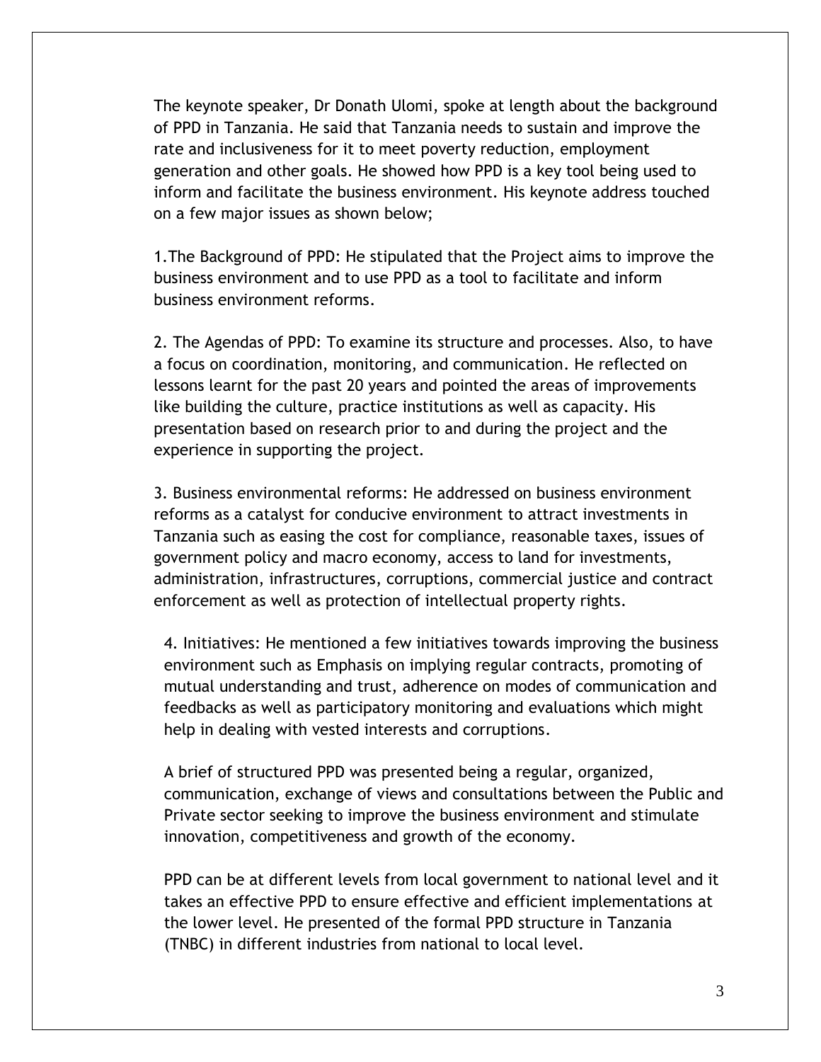The keynote speaker, Dr Donath Ulomi, spoke at length about the background of PPD in Tanzania. He said that Tanzania needs to sustain and improve the rate and inclusiveness for it to meet poverty reduction, employment generation and other goals. He showed how PPD is a key tool being used to inform and facilitate the business environment. His keynote address touched on a few major issues as shown below;

1.The Background of PPD: He stipulated that the Project aims to improve the business environment and to use PPD as a tool to facilitate and inform business environment reforms.

2. The Agendas of PPD: To examine its structure and processes. Also, to have a focus on coordination, monitoring, and communication. He reflected on lessons learnt for the past 20 years and pointed the areas of improvements like building the culture, practice institutions as well as capacity. His presentation based on research prior to and during the project and the experience in supporting the project.

3. Business environmental reforms: He addressed on business environment reforms as a catalyst for conducive environment to attract investments in Tanzania such as easing the cost for compliance, reasonable taxes, issues of government policy and macro economy, access to land for investments, administration, infrastructures, corruptions, commercial justice and contract enforcement as well as protection of intellectual property rights.

4. Initiatives: He mentioned a few initiatives towards improving the business environment such as Emphasis on implying regular contracts, promoting of mutual understanding and trust, adherence on modes of communication and feedbacks as well as participatory monitoring and evaluations which might help in dealing with vested interests and corruptions.

A brief of structured PPD was presented being a regular, organized, communication, exchange of views and consultations between the Public and Private sector seeking to improve the business environment and stimulate innovation, competitiveness and growth of the economy.

PPD can be at different levels from local government to national level and it takes an effective PPD to ensure effective and efficient implementations at the lower level. He presented of the formal PPD structure in Tanzania (TNBC) in different industries from national to local level.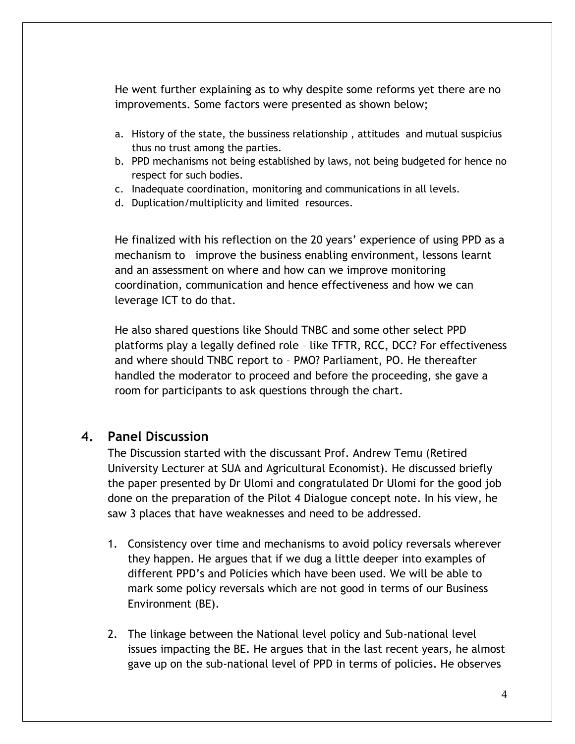He went further explaining as to why despite some reforms yet there are no improvements. Some factors were presented as shown below;

a. History of the state, the bussiness relationship , attitudes and mutual suspicius thus no trust among the parties.
b. PPD mechanisms not being established by laws, not being budgeted for hence no respect for such bodies.
c. Inadequate coordination, monitoring and communications in all levels.
d. Duplication/multiplicity and limited resources.

He finalized with his reflection on the 20 years' experience of using PPD as a mechanism to improve the business enabling environment, lessons learnt and an assessment on where and how can we improve monitoring coordination, communication and hence effectiveness and how we can leverage ICT to do that.

He also shared questions like Should TNBC and some other select PPD platforms play a legally defined role – like TFTR, RCC, DCC? For effectiveness and where should TNBC report to – PMO? Parliament, PO. He thereafter handled the moderator to proceed and before the proceeding, she gave a room for participants to ask questions through the chart.

## 4. Panel Discussion

The Discussion started with the discussant Prof. Andrew Temu (Retired University Lecturer at SUA and Agricultural Economist). He discussed briefly the paper presented by Dr Ulomi and congratulated Dr Ulomi for the good job done on the preparation of the Pilot 4 Dialogue concept note. In his view, he saw 3 places that have weaknesses and need to be addressed.

1. Consistency over time and mechanisms to avoid policy reversals wherever they happen. He argues that if we dug a little deeper into examples of different PPD's and Policies which have been used. We will be able to mark some policy reversals which are not good in terms of our Business Environment (BE).

2. The linkage between the National level policy and Sub-national level issues impacting the BE. He argues that in the last recent years, he almost gave up on the sub-national level of PPD in terms of policies. He observes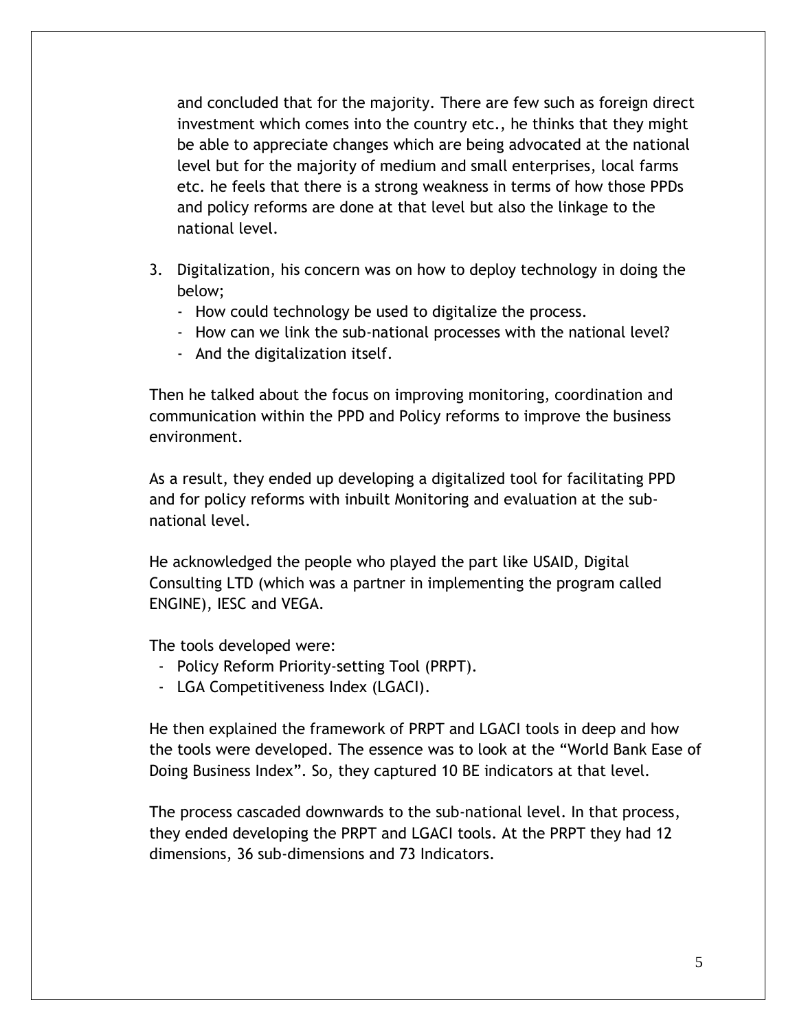and concluded that for the majority. There are few such as foreign direct investment which comes into the country etc., he thinks that they might be able to appreciate changes which are being advocated at the national level but for the majority of medium and small enterprises, local farms etc. he feels that there is a strong weakness in terms of how those PPDs and policy reforms are done at that level but also the linkage to the national level.

3. Digitalization, his concern was on how to deploy technology in doing the below;
   - How could technology be used to digitalize the process.
   - How can we link the sub-national processes with the national level?
   - And the digitalization itself.

Then he talked about the focus on improving monitoring, coordination and communication within the PPD and Policy reforms to improve the business environment.

As a result, they ended up developing a digitalized tool for facilitating PPD and for policy reforms with inbuilt Monitoring and evaluation at the sub-national level.

He acknowledged the people who played the part like USAID, Digital Consulting LTD (which was a partner in implementing the program called ENGINE), IESC and VEGA.

The tools developed were:

- Policy Reform Priority-setting Tool (PRPT).
- LGA Competitiveness Index (LGACI).

He then explained the framework of PRPT and LGACI tools in deep and how the tools were developed. The essence was to look at the "World Bank Ease of Doing Business Index". So, they captured 10 BE indicators at that level.

The process cascaded downwards to the sub-national level. In that process, they ended developing the PRPT and LGACI tools. At the PRPT they had 12 dimensions, 36 sub-dimensions and 73 Indicators.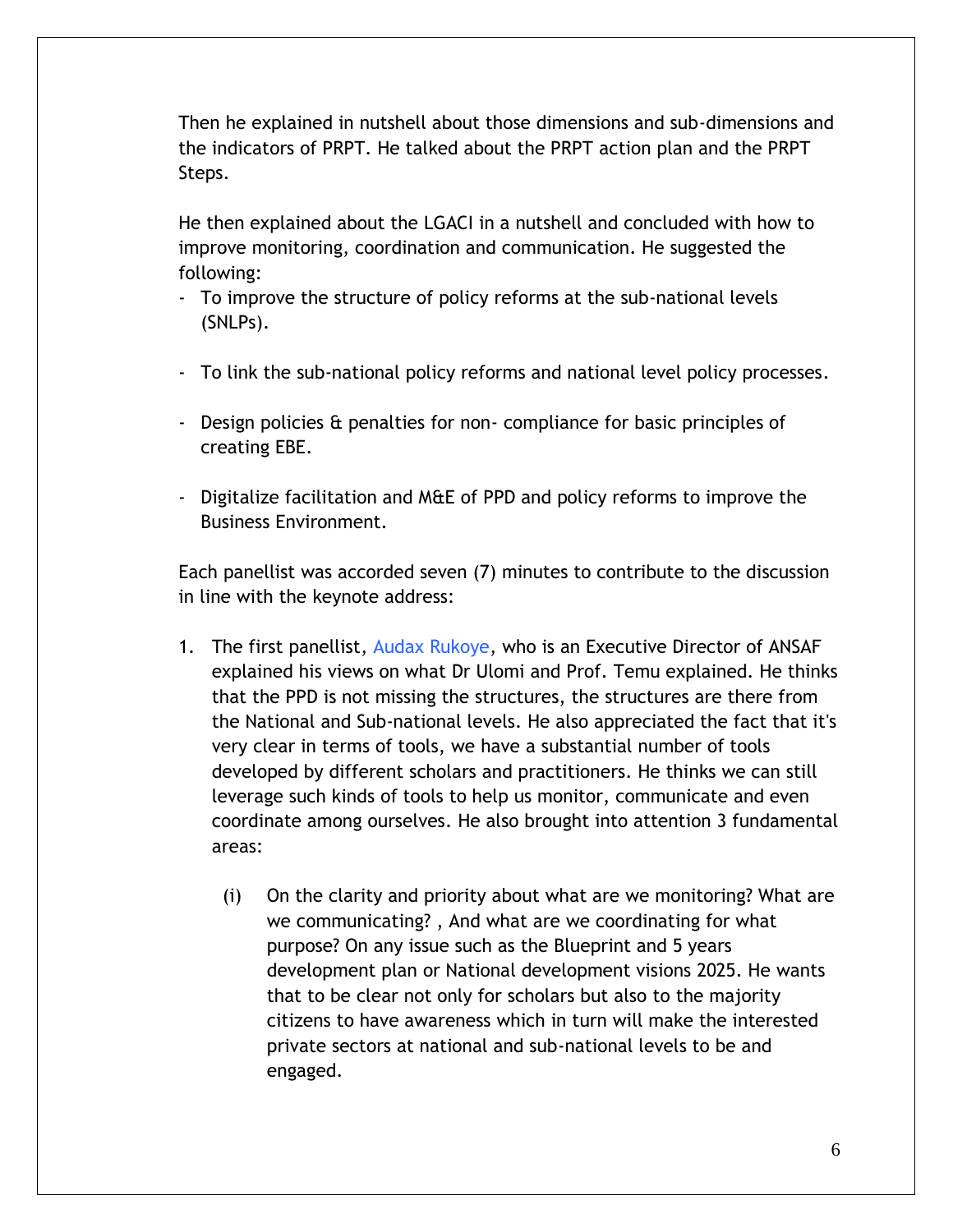Then he explained in nutshell about those dimensions and sub-dimensions and the indicators of PRPT. He talked about the PRPT action plan and the PRPT Steps.

He then explained about the LGACI in a nutshell and concluded with how to improve monitoring, coordination and communication. He suggested the following:

- To improve the structure of policy reforms at the sub-national levels (SNLPs).
- To link the sub-national policy reforms and national level policy processes.
- Design policies & penalties for non- compliance for basic principles of creating EBE.
- Digitalize facilitation and M&E of PPD and policy reforms to improve the Business Environment.

Each panellist was accorded seven (7) minutes to contribute to the discussion in line with the keynote address:

1. The first panellist, Audax Rukoye, who is an Executive Director of ANSAF explained his views on what Dr Ulomi and Prof. Temu explained. He thinks that the PPD is not missing the structures, the structures are there from the National and Sub-national levels. He also appreciated the fact that it's very clear in terms of tools, we have a substantial number of tools developed by different scholars and practitioners. He thinks we can still leverage such kinds of tools to help us monitor, communicate and even coordinate among ourselves. He also brought into attention 3 fundamental areas:

   (i) On the clarity and priority about what are we monitoring? What are we communicating? , And what are we coordinating for what purpose? On any issue such as the Blueprint and 5 years development plan or National development visions 2025. He wants that to be clear not only for scholars but also to the majority citizens to have awareness which in turn will make the interested private sectors at national and sub-national levels to be and engaged.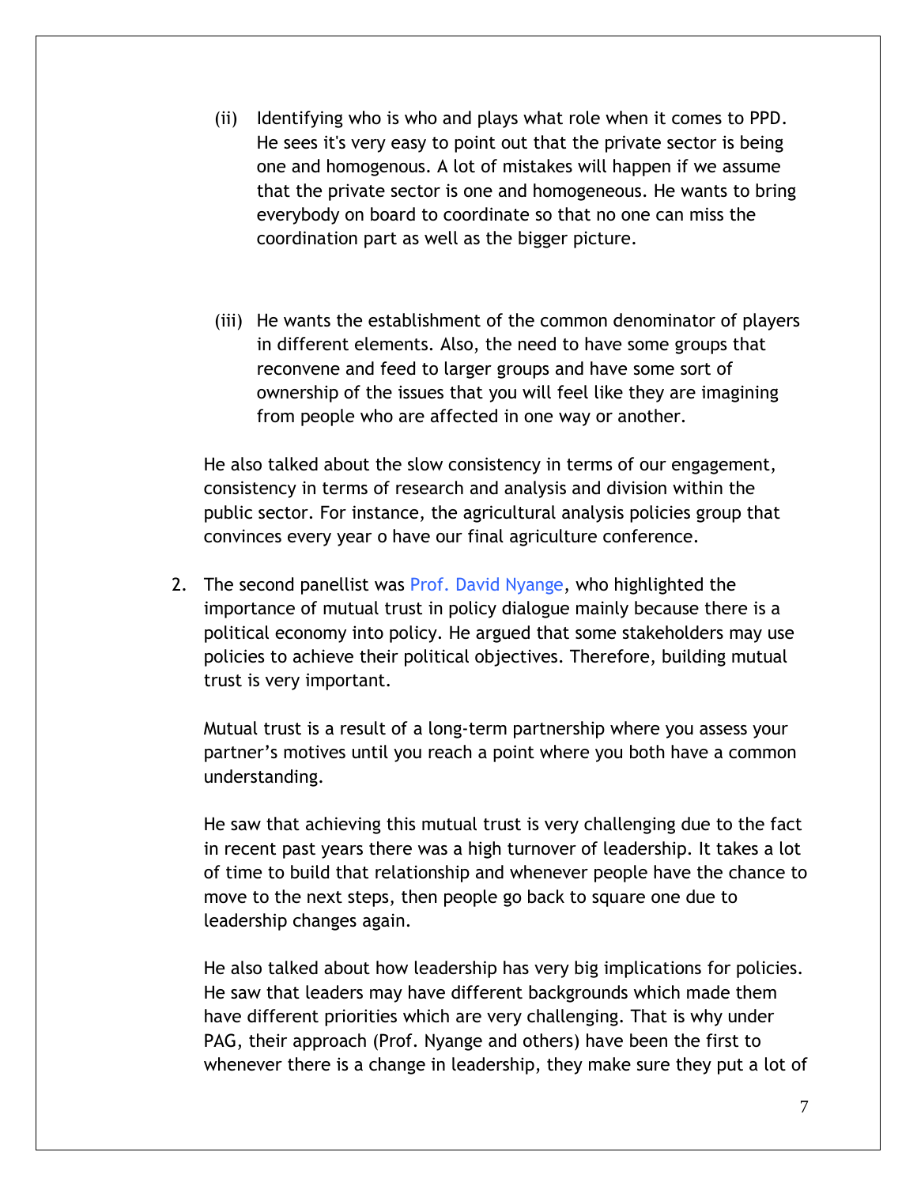(ii) Identifying who is who and plays what role when it comes to PPD. He sees it's very easy to point out that the private sector is being one and homogenous. A lot of mistakes will happen if we assume that the private sector is one and homogeneous. He wants to bring everybody on board to coordinate so that no one can miss the coordination part as well as the bigger picture.

(iii) He wants the establishment of the common denominator of players in different elements. Also, the need to have some groups that reconvene and feed to larger groups and have some sort of ownership of the issues that you will feel like they are imagining from people who are affected in one way or another.

He also talked about the slow consistency in terms of our engagement, consistency in terms of research and analysis and division within the public sector. For instance, the agricultural analysis policies group that convinces every year o have our final agriculture conference.

2. The second panellist was Prof. David Nyange, who highlighted the importance of mutual trust in policy dialogue mainly because there is a political economy into policy. He argued that some stakeholders may use policies to achieve their political objectives. Therefore, building mutual trust is very important.

   Mutual trust is a result of a long-term partnership where you assess your partner's motives until you reach a point where you both have a common understanding.

   He saw that achieving this mutual trust is very challenging due to the fact in recent past years there was a high turnover of leadership. It takes a lot of time to build that relationship and whenever people have the chance to move to the next steps, then people go back to square one due to leadership changes again.

   He also talked about how leadership has very big implications for policies. He saw that leaders may have different backgrounds which made them have different priorities which are very challenging. That is why under PAG, their approach (Prof. Nyange and others) have been the first to whenever there is a change in leadership, they make sure they put a lot of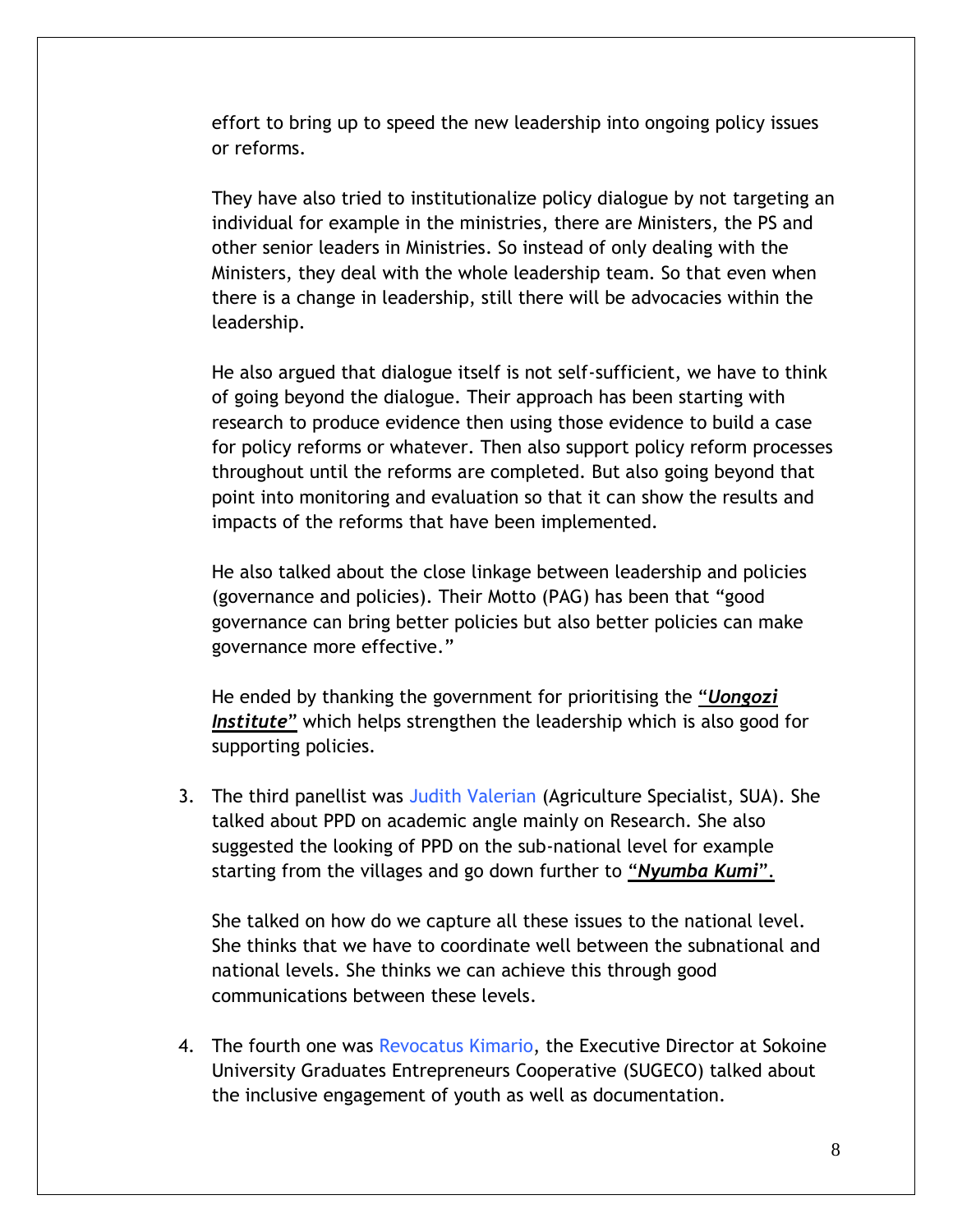effort to bring up to speed the new leadership into ongoing policy issues or reforms.

They have also tried to institutionalize policy dialogue by not targeting an individual for example in the ministries, there are Ministers, the PS and other senior leaders in Ministries. So instead of only dealing with the Ministers, they deal with the whole leadership team. So that even when there is a change in leadership, still there will be advocacies within the leadership.

He also argued that dialogue itself is not self-sufficient, we have to think of going beyond the dialogue. Their approach has been starting with research to produce evidence then using those evidence to build a case for policy reforms or whatever. Then also support policy reform processes throughout until the reforms are completed. But also going beyond that point into monitoring and evaluation so that it can show the results and impacts of the reforms that have been implemented.

He also talked about the close linkage between leadership and policies (governance and policies). Their Motto (PAG) has been that "good governance can bring better policies but also better policies can make governance more effective."

He ended by thanking the government for prioritising the ***"Uongozi Institute"*** which helps strengthen the leadership which is also good for supporting policies.

3. The third panellist was Judith Valerian (Agriculture Specialist, SUA). She talked about PPD on academic angle mainly on Research. She also suggested the looking of PPD on the sub-national level for example starting from the villages and go down further to ***"Nyumba Kumi".***

   She talked on how do we capture all these issues to the national level. She thinks that we have to coordinate well between the subnational and national levels. She thinks we can achieve this through good communications between these levels.

4. The fourth one was Revocatus Kimario, the Executive Director at Sokoine University Graduates Entrepreneurs Cooperative (SUGECO) talked about the inclusive engagement of youth as well as documentation.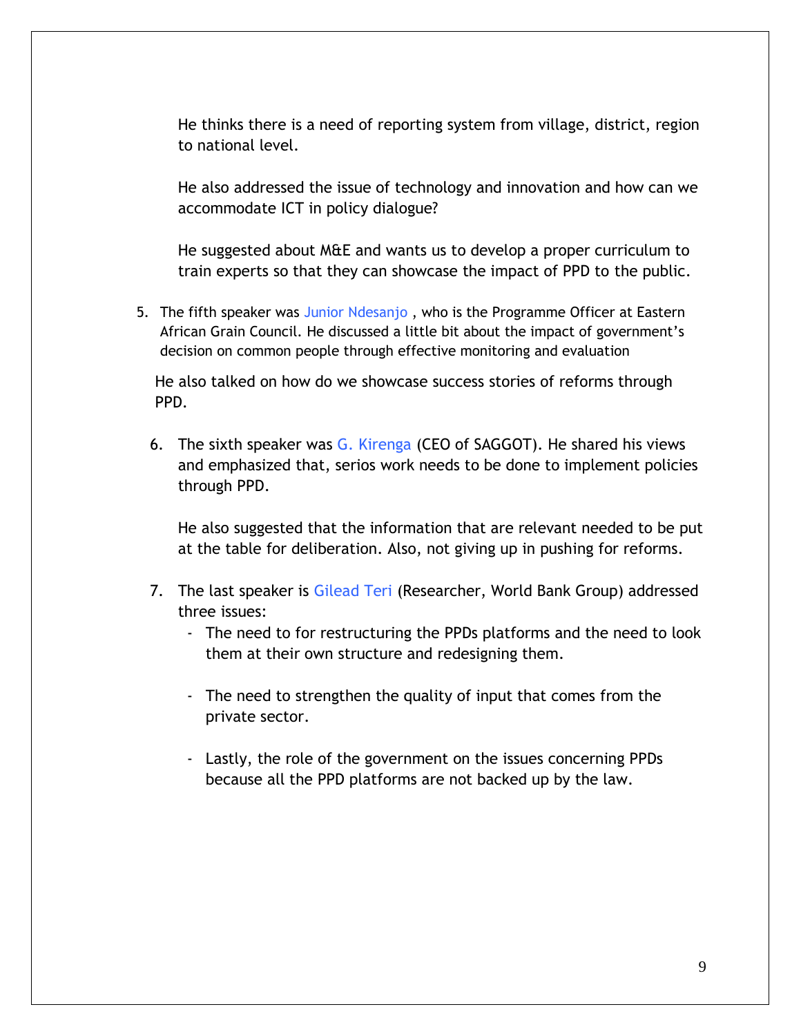He thinks there is a need of reporting system from village, district, region to national level.

He also addressed the issue of technology and innovation and how can we accommodate ICT in policy dialogue?

He suggested about M&E and wants us to develop a proper curriculum to train experts so that they can showcase the impact of PPD to the public.

5. The fifth speaker was Junior Ndesanjo , who is the Programme Officer at Eastern African Grain Council. He discussed a little bit about the impact of government's decision on common people through effective monitoring and evaluation

   He also talked on how do we showcase success stories of reforms through PPD.

6. The sixth speaker was G. Kirenga (CEO of SAGGOT). He shared his views and emphasized that, serios work needs to be done to implement policies through PPD.

   He also suggested that the information that are relevant needed to be put at the table for deliberation. Also, not giving up in pushing for reforms.

7. The last speaker is Gilead Teri (Researcher, World Bank Group) addressed three issues:
   - The need to for restructuring the PPDs platforms and the need to look them at their own structure and redesigning them.
   - The need to strengthen the quality of input that comes from the private sector.
   - Lastly, the role of the government on the issues concerning PPDs because all the PPD platforms are not backed up by the law.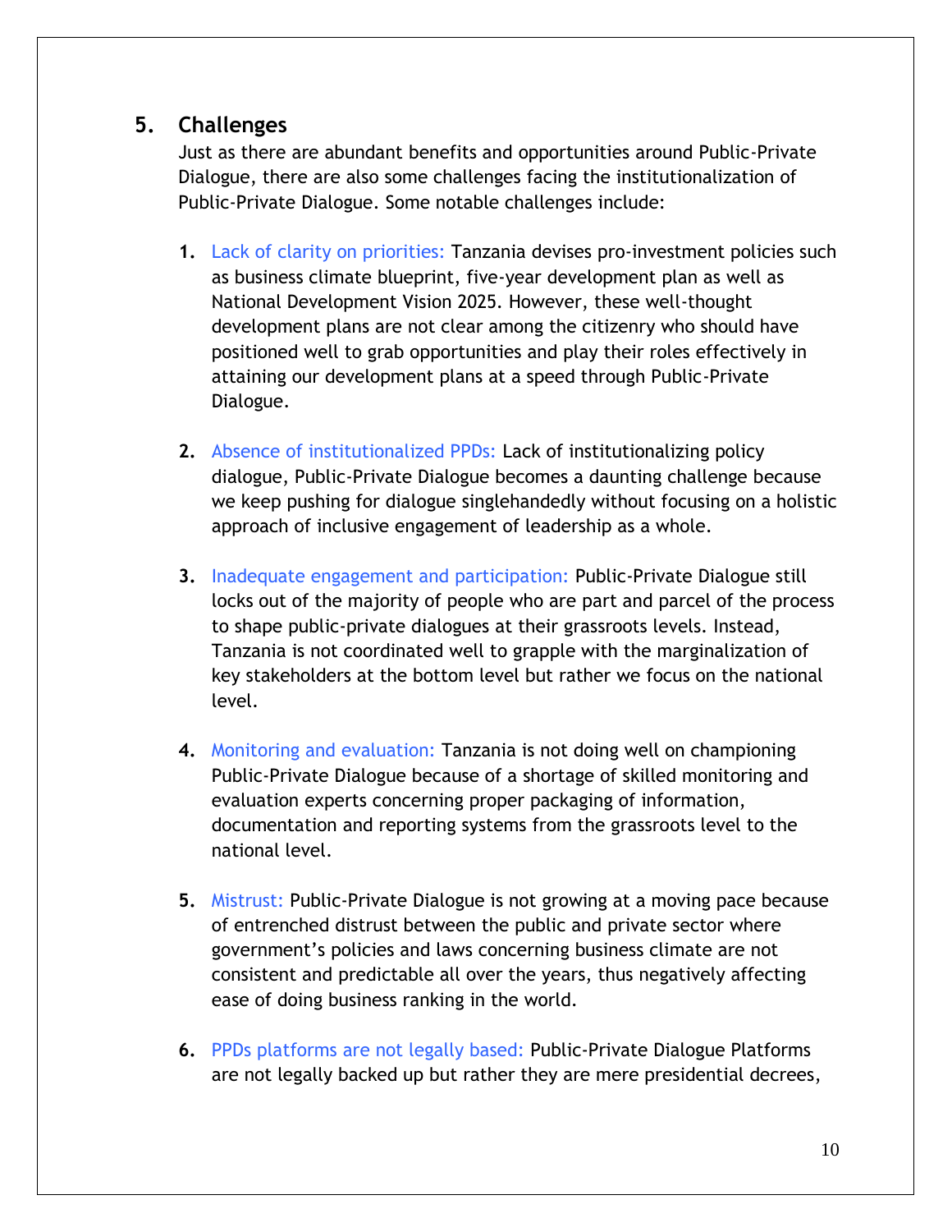## 5. Challenges

Just as there are abundant benefits and opportunities around Public-Private Dialogue, there are also some challenges facing the institutionalization of Public-Private Dialogue. Some notable challenges include:

1. Lack of clarity on priorities: Tanzania devises pro-investment policies such as business climate blueprint, five-year development plan as well as National Development Vision 2025. However, these well-thought development plans are not clear among the citizenry who should have positioned well to grab opportunities and play their roles effectively in attaining our development plans at a speed through Public-Private Dialogue.

2. Absence of institutionalized PPDs: Lack of institutionalizing policy dialogue, Public-Private Dialogue becomes a daunting challenge because we keep pushing for dialogue singlehandedly without focusing on a holistic approach of inclusive engagement of leadership as a whole.

3. Inadequate engagement and participation: Public-Private Dialogue still locks out of the majority of people who are part and parcel of the process to shape public-private dialogues at their grassroots levels. Instead, Tanzania is not coordinated well to grapple with the marginalization of key stakeholders at the bottom level but rather we focus on the national level.

4. Monitoring and evaluation: Tanzania is not doing well on championing Public-Private Dialogue because of a shortage of skilled monitoring and evaluation experts concerning proper packaging of information, documentation and reporting systems from the grassroots level to the national level.

5. Mistrust: Public-Private Dialogue is not growing at a moving pace because of entrenched distrust between the public and private sector where government's policies and laws concerning business climate are not consistent and predictable all over the years, thus negatively affecting ease of doing business ranking in the world.

6. PPDs platforms are not legally based: Public-Private Dialogue Platforms are not legally backed up but rather they are mere presidential decrees,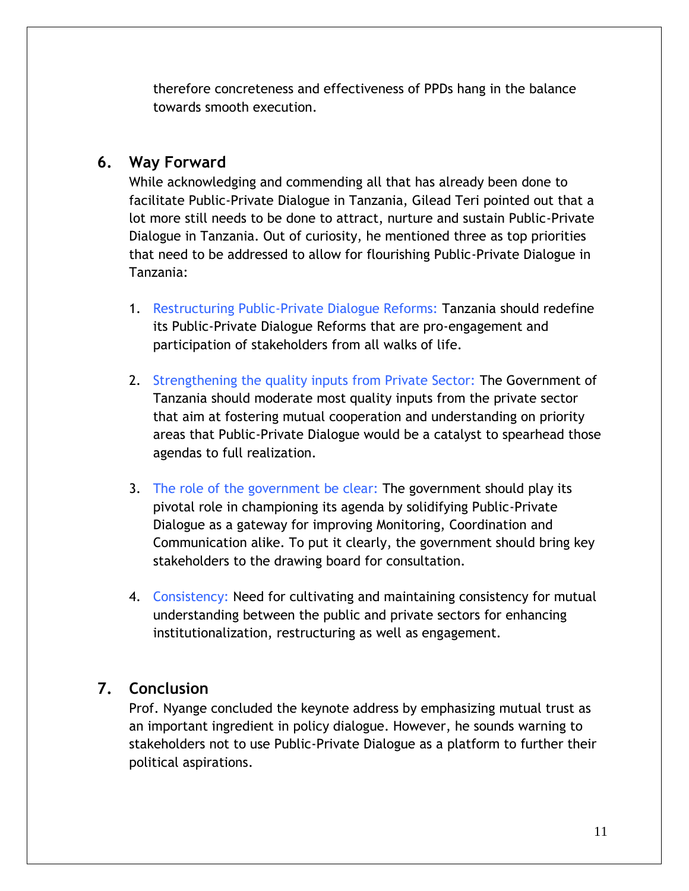therefore concreteness and effectiveness of PPDs hang in the balance towards smooth execution.

## 6. Way Forward

While acknowledging and commending all that has already been done to facilitate Public-Private Dialogue in Tanzania, Gilead Teri pointed out that a lot more still needs to be done to attract, nurture and sustain Public-Private Dialogue in Tanzania. Out of curiosity, he mentioned three as top priorities that need to be addressed to allow for flourishing Public-Private Dialogue in Tanzania:

1. Restructuring Public-Private Dialogue Reforms: Tanzania should redefine its Public-Private Dialogue Reforms that are pro-engagement and participation of stakeholders from all walks of life.

2. Strengthening the quality inputs from Private Sector: The Government of Tanzania should moderate most quality inputs from the private sector that aim at fostering mutual cooperation and understanding on priority areas that Public-Private Dialogue would be a catalyst to spearhead those agendas to full realization.

3. The role of the government be clear: The government should play its pivotal role in championing its agenda by solidifying Public-Private Dialogue as a gateway for improving Monitoring, Coordination and Communication alike. To put it clearly, the government should bring key stakeholders to the drawing board for consultation.

4. Consistency: Need for cultivating and maintaining consistency for mutual understanding between the public and private sectors for enhancing institutionalization, restructuring as well as engagement.

## 7. Conclusion

Prof. Nyange concluded the keynote address by emphasizing mutual trust as an important ingredient in policy dialogue. However, he sounds warning to stakeholders not to use Public-Private Dialogue as a platform to further their political aspirations.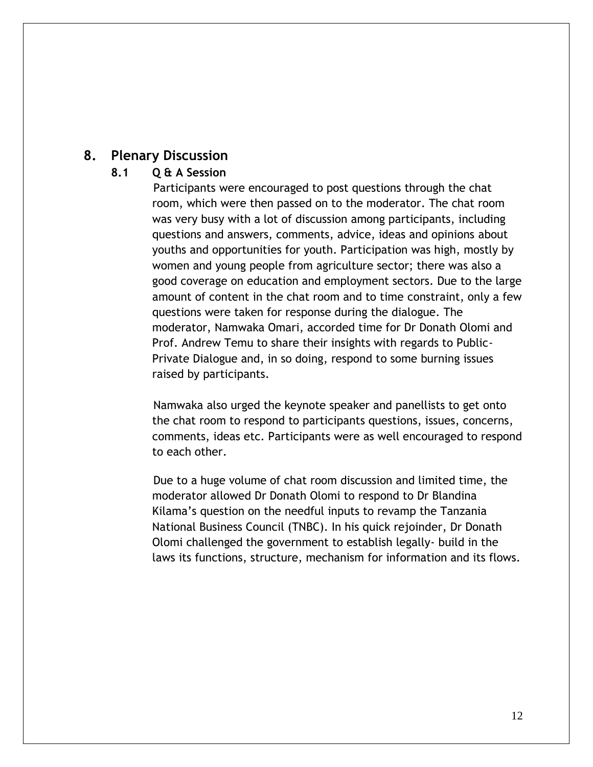## 8. Plenary Discussion

### 8.1 Q & A Session

Participants were encouraged to post questions through the chat room, which were then passed on to the moderator. The chat room was very busy with a lot of discussion among participants, including questions and answers, comments, advice, ideas and opinions about youths and opportunities for youth. Participation was high, mostly by women and young people from agriculture sector; there was also a good coverage on education and employment sectors. Due to the large amount of content in the chat room and to time constraint, only a few questions were taken for response during the dialogue. The moderator, Namwaka Omari, accorded time for Dr Donath Olomi and Prof. Andrew Temu to share their insights with regards to Public-Private Dialogue and, in so doing, respond to some burning issues raised by participants.

Namwaka also urged the keynote speaker and panellists to get onto the chat room to respond to participants questions, issues, concerns, comments, ideas etc. Participants were as well encouraged to respond to each other.

Due to a huge volume of chat room discussion and limited time, the moderator allowed Dr Donath Olomi to respond to Dr Blandina Kilama's question on the needful inputs to revamp the Tanzania National Business Council (TNBC). In his quick rejoinder, Dr Donath Olomi challenged the government to establish legally- build in the laws its functions, structure, mechanism for information and its flows.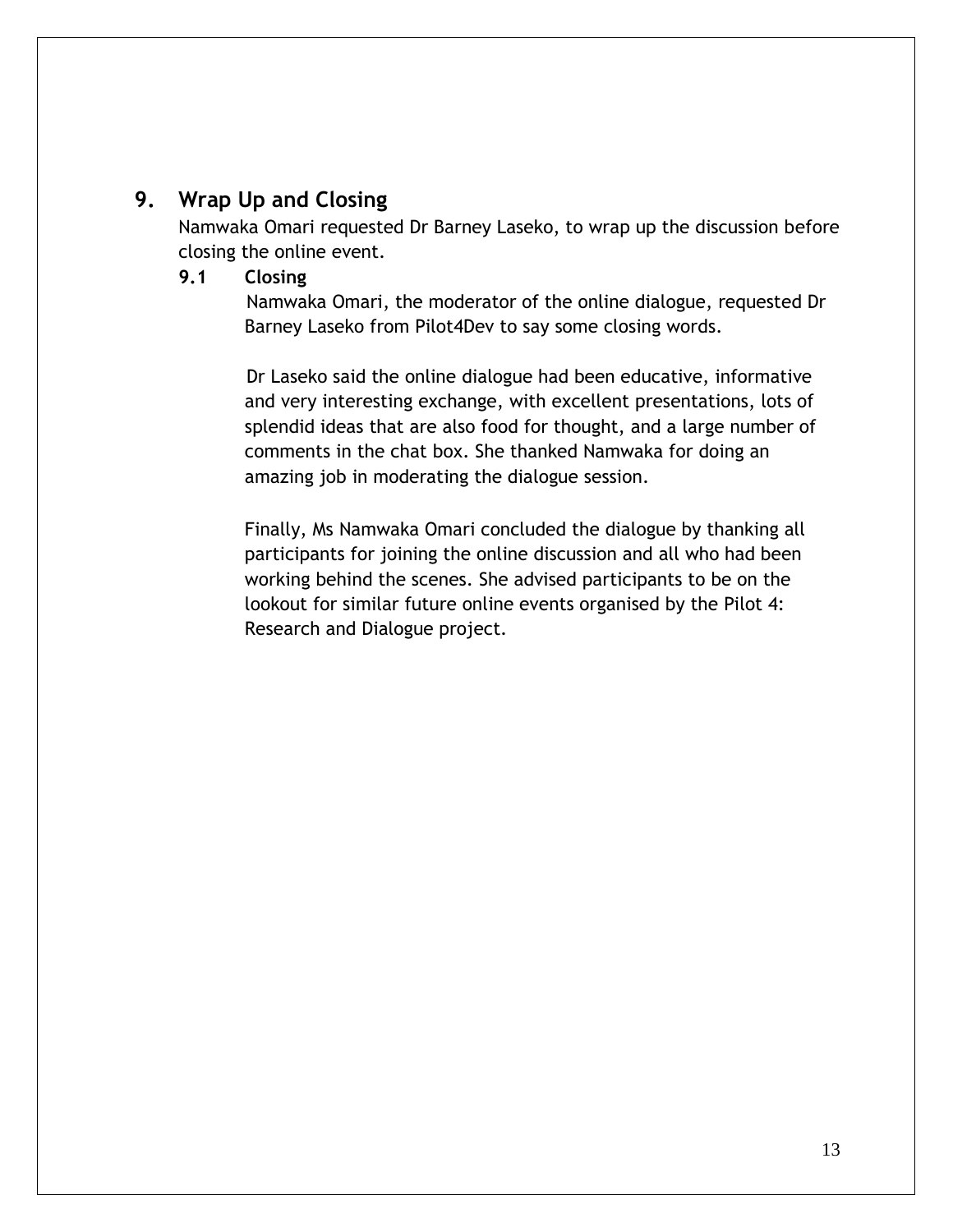## 9. Wrap Up and Closing

Namwaka Omari requested Dr Barney Laseko, to wrap up the discussion before closing the online event.

### 9.1 Closing

Namwaka Omari, the moderator of the online dialogue, requested Dr Barney Laseko from Pilot4Dev to say some closing words.

Dr Laseko said the online dialogue had been educative, informative and very interesting exchange, with excellent presentations, lots of splendid ideas that are also food for thought, and a large number of comments in the chat box. She thanked Namwaka for doing an amazing job in moderating the dialogue session.

Finally, Ms Namwaka Omari concluded the dialogue by thanking all participants for joining the online discussion and all who had been working behind the scenes. She advised participants to be on the lookout for similar future online events organised by the Pilot 4: Research and Dialogue project.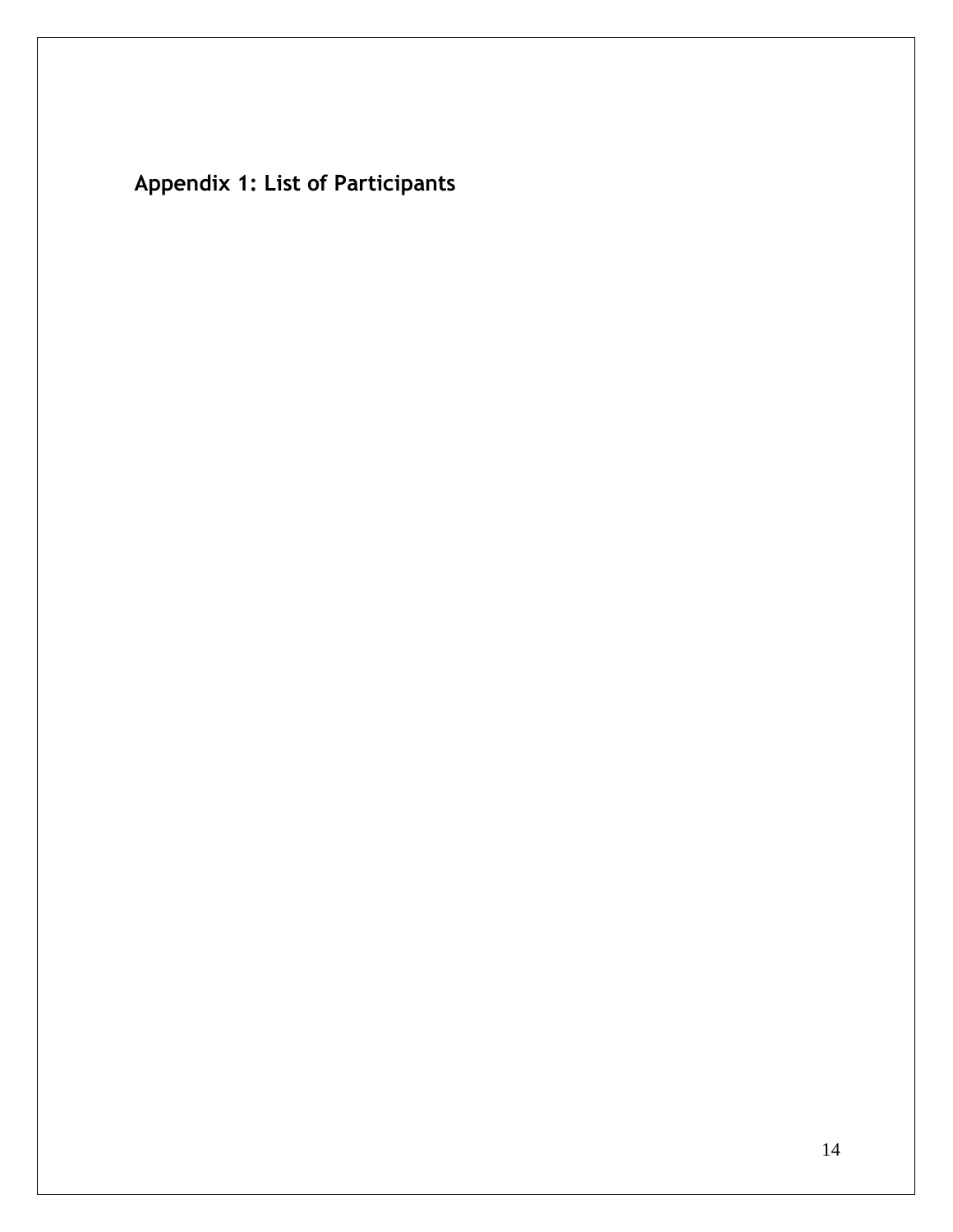## Appendix 1: List of Participants